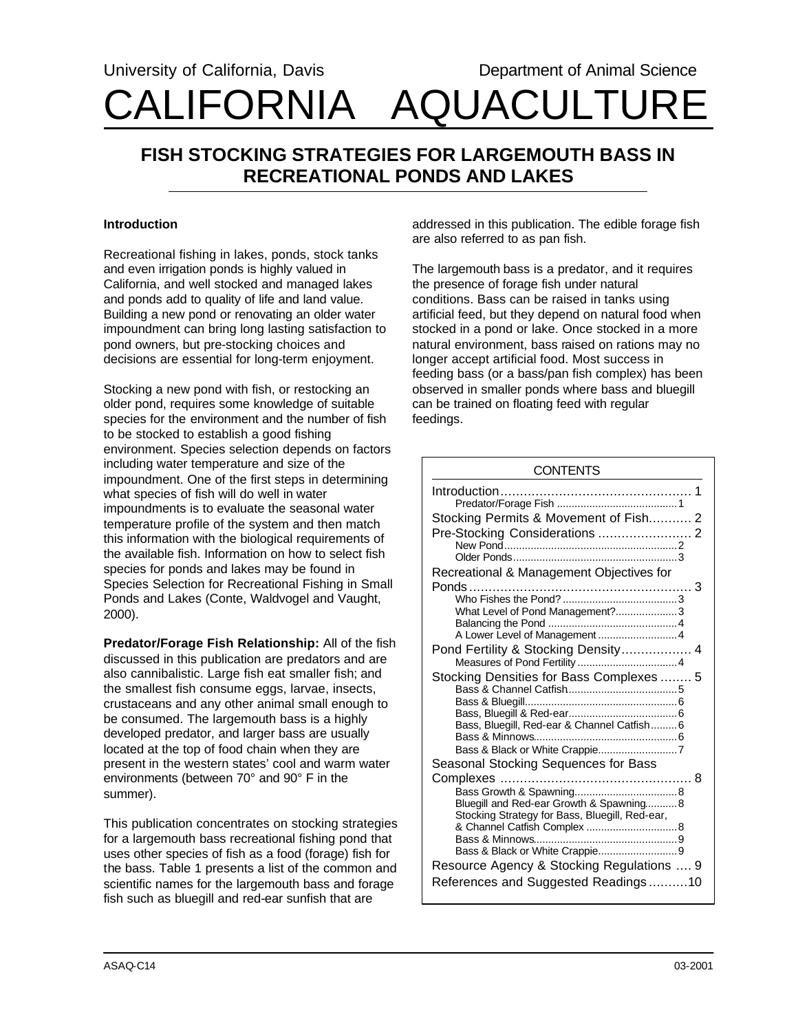University of California, Davis Department of Animal Science

# CALIFORNIA AQUACULTURE

## FISH STOCKING STRATEGIES FOR LARGEMOUTH BASS IN RECREATIONAL PONDS AND LAKES

### Introduction

Recreational fishing in lakes, ponds, stock tanks and even irrigation ponds is highly valued in California, and well stocked and managed lakes and ponds add to quality of life and land value. Building a new pond or renovating an older water impoundment can bring long lasting satisfaction to pond owners, but pre-stocking choices and decisions are essential for long-term enjoyment.

Stocking a new pond with fish, or restocking an older pond, requires some knowledge of suitable species for the environment and the number of fish to be stocked to establish a good fishing environment. Species selection depends on factors including water temperature and size of the impoundment. One of the first steps in determining what species of fish will do well in water impoundments is to evaluate the seasonal water temperature profile of the system and then match this information with the biological requirements of the available fish. Information on how to select fish species for ponds and lakes may be found in Species Selection for Recreational Fishing in Small Ponds and Lakes (Conte, Waldvogel and Vaught, 2000).

**Predator/Forage Fish Relationship:** All of the fish discussed in this publication are predators and are also cannibalistic. Large fish eat smaller fish; and the smallest fish consume eggs, larvae, insects, crustaceans and any other animal small enough to be consumed. The largemouth bass is a highly developed predator, and larger bass are usually located at the top of food chain when they are present in the western states' cool and warm water environments (between 70° and 90° F in the summer).

This publication concentrates on stocking strategies for a largemouth bass recreational fishing pond that uses other species of fish as a food (forage) fish for the bass. Table 1 presents a list of the common and scientific names for the largemouth bass and forage fish such as bluegill and red-ear sunfish that are addressed in this publication. The edible forage fish are also referred to as pan fish.

The largemouth bass is a predator, and it requires the presence of forage fish under natural conditions. Bass can be raised in tanks using artificial feed, but they depend on natural food when stocked in a pond or lake. Once stocked in a more natural environment, bass raised on rations may no longer accept artificial food. Most success in feeding bass (or a bass/pan fish complex) has been observed in smaller ponds where bass and bluegill can be trained on floating feed with regular feedings.

| CONTENTS | |
|---|---|
| Introduction | 1 |
| Predator/Forage Fish | 1 |
| Stocking Permits & Movement of Fish | 2 |
| Pre-Stocking Considerations | 2 |
| New Pond | 2 |
| Older Ponds | 3 |
| Recreational & Management Objectives for Ponds | 3 |
| Who Fishes the Pond? | 3 |
| What Level of Pond Management? | 3 |
| Balancing the Pond | 4 |
| A Lower Level of Management | 4 |
| Pond Fertility & Stocking Density | 4 |
| Measures of Pond Fertility | 4 |
| Stocking Densities for Bass Complexes | 5 |
| Bass & Channel Catfish | 5 |
| Bass & Bluegill | 6 |
| Bass, Bluegill & Red-ear | 6 |
| Bass, Bluegill, Red-ear & Channel Catfish | 6 |
| Bass & Minnows | 6 |
| Bass & Black or White Crappie | 7 |
| Seasonal Stocking Sequences for Bass Complexes | 8 |
| Bass Growth & Spawning | 8 |
| Bluegill and Red-ear Growth & Spawning | 8 |
| Stocking Strategy for Bass, Bluegill, Red-ear, & Channel Catfish Complex | 8 |
| Bass & Minnows | 9 |
| Bass & Black or White Crappie | 9 |
| Resource Agency & Stocking Regulations | 9 |
| References and Suggested Readings | 10 |

ASAQ-C14 03-2001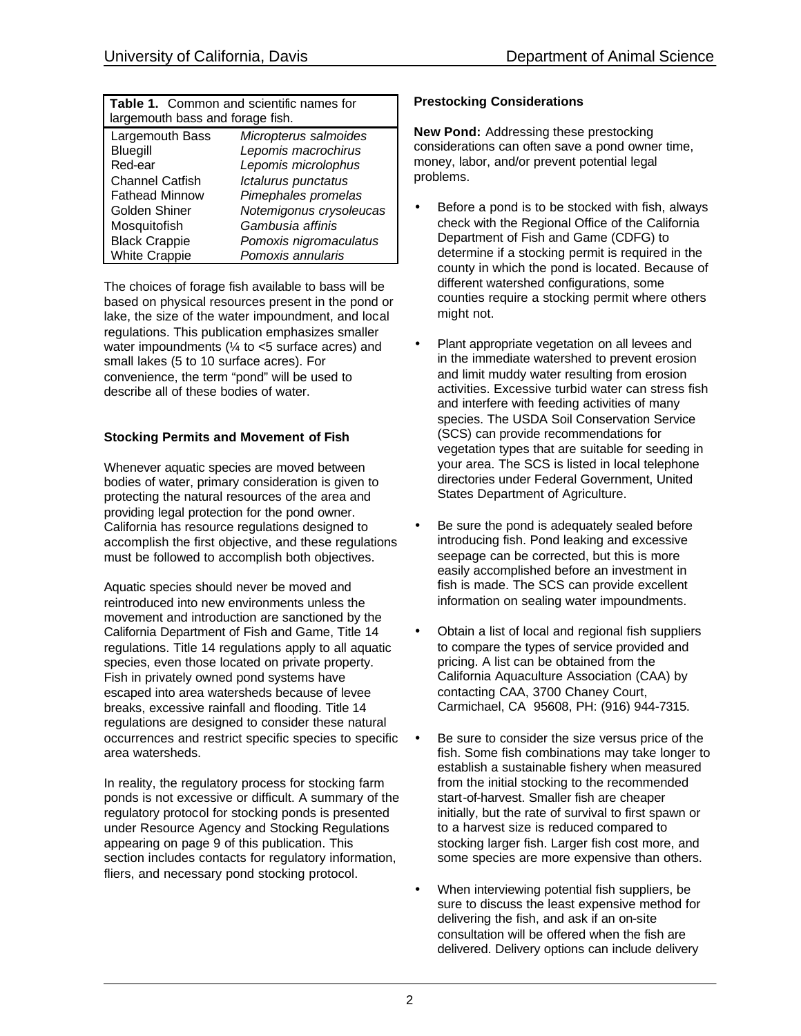**Table 1.** Common and scientific names for largemouth bass and forage fish.

| Common name | Scientific name |
|---|---|
| Largemouth Bass | *Micropterus salmoides* |
| Bluegill | *Lepomis macrochirus* |
| Red-ear | *Lepomis microlophus* |
| Channel Catfish | *Ictalurus punctatus* |
| Fathead Minnow | *Pimephales promelas* |
| Golden Shiner | *Notemigonus crysoleucas* |
| Mosquitofish | *Gambusia affinis* |
| Black Crappie | *Pomoxis nigromaculatus* |
| White Crappie | *Pomoxis annularis* |

The choices of forage fish available to bass will be based on physical resources present in the pond or lake, the size of the water impoundment, and local regulations. This publication emphasizes smaller water impoundments (¼ to <5 surface acres) and small lakes (5 to 10 surface acres). For convenience, the term "pond" will be used to describe all of these bodies of water.

### Stocking Permits and Movement of Fish

Whenever aquatic species are moved between bodies of water, primary consideration is given to protecting the natural resources of the area and providing legal protection for the pond owner. California has resource regulations designed to accomplish the first objective, and these regulations must be followed to accomplish both objectives.

Aquatic species should never be moved and reintroduced into new environments unless the movement and introduction are sanctioned by the California Department of Fish and Game, Title 14 regulations. Title 14 regulations apply to all aquatic species, even those located on private property. Fish in privately owned pond systems have escaped into area watersheds because of levee breaks, excessive rainfall and flooding. Title 14 regulations are designed to consider these natural occurrences and restrict specific species to specific area watersheds.

In reality, the regulatory process for stocking farm ponds is not excessive or difficult. A summary of the regulatory protocol for stocking ponds is presented under Resource Agency and Stocking Regulations appearing on page 9 of this publication. This section includes contacts for regulatory information, fliers, and necessary pond stocking protocol.

### Prestocking Considerations

**New Pond:** Addressing these prestocking considerations can often save a pond owner time, money, labor, and/or prevent potential legal problems.

- Before a pond is to be stocked with fish, always check with the Regional Office of the California Department of Fish and Game (CDFG) to determine if a stocking permit is required in the county in which the pond is located. Because of different watershed configurations, some counties require a stocking permit where others might not.
- Plant appropriate vegetation on all levees and in the immediate watershed to prevent erosion and limit muddy water resulting from erosion activities. Excessive turbid water can stress fish and interfere with feeding activities of many species. The USDA Soil Conservation Service (SCS) can provide recommendations for vegetation types that are suitable for seeding in your area. The SCS is listed in local telephone directories under Federal Government, United States Department of Agriculture.
- Be sure the pond is adequately sealed before introducing fish. Pond leaking and excessive seepage can be corrected, but this is more easily accomplished before an investment in fish is made. The SCS can provide excellent information on sealing water impoundments.
- Obtain a list of local and regional fish suppliers to compare the types of service provided and pricing. A list can be obtained from the California Aquaculture Association (CAA) by contacting CAA, 3700 Chaney Court, Carmichael, CA 95608, PH: (916) 944-7315.
- Be sure to consider the size versus price of the fish. Some fish combinations may take longer to establish a sustainable fishery when measured from the initial stocking to the recommended start-of-harvest. Smaller fish are cheaper initially, but the rate of survival to first spawn or to a harvest size is reduced compared to stocking larger fish. Larger fish cost more, and some species are more expensive than others.
- When interviewing potential fish suppliers, be sure to discuss the least expensive method for delivering the fish, and ask if an on-site consultation will be offered when the fish are delivered. Delivery options can include delivery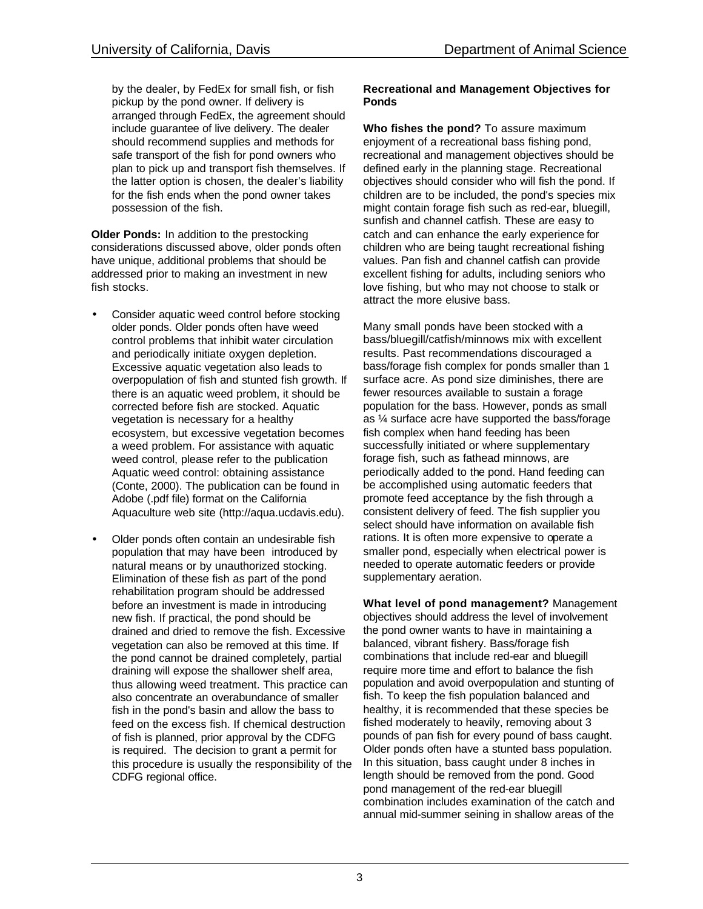by the dealer, by FedEx for small fish, or fish pickup by the pond owner. If delivery is arranged through FedEx, the agreement should include guarantee of live delivery. The dealer should recommend supplies and methods for safe transport of the fish for pond owners who plan to pick up and transport fish themselves. If the latter option is chosen, the dealer's liability for the fish ends when the pond owner takes possession of the fish.

**Older Ponds:** In addition to the prestocking considerations discussed above, older ponds often have unique, additional problems that should be addressed prior to making an investment in new fish stocks.

- Consider aquatic weed control before stocking older ponds. Older ponds often have weed control problems that inhibit water circulation and periodically initiate oxygen depletion. Excessive aquatic vegetation also leads to overpopulation of fish and stunted fish growth. If there is an aquatic weed problem, it should be corrected before fish are stocked. Aquatic vegetation is necessary for a healthy ecosystem, but excessive vegetation becomes a weed problem. For assistance with aquatic weed control, please refer to the publication Aquatic weed control: obtaining assistance (Conte, 2000). The publication can be found in Adobe (.pdf file) format on the California Aquaculture web site (http://aqua.ucdavis.edu).

- Older ponds often contain an undesirable fish population that may have been introduced by natural means or by unauthorized stocking. Elimination of these fish as part of the pond rehabilitation program should be addressed before an investment is made in introducing new fish. If practical, the pond should be drained and dried to remove the fish. Excessive vegetation can also be removed at this time. If the pond cannot be drained completely, partial draining will expose the shallower shelf area, thus allowing weed treatment. This practice can also concentrate an overabundance of smaller fish in the pond's basin and allow the bass to feed on the excess fish. If chemical destruction of fish is planned, prior approval by the CDFG is required. The decision to grant a permit for this procedure is usually the responsibility of the CDFG regional office.

**Recreational and Management Objectives for Ponds**

**Who fishes the pond?** To assure maximum enjoyment of a recreational bass fishing pond, recreational and management objectives should be defined early in the planning stage. Recreational objectives should consider who will fish the pond. If children are to be included, the pond's species mix might contain forage fish such as red-ear, bluegill, sunfish and channel catfish. These are easy to catch and can enhance the early experience for children who are being taught recreational fishing values. Pan fish and channel catfish can provide excellent fishing for adults, including seniors who love fishing, but who may not choose to stalk or attract the more elusive bass.

Many small ponds have been stocked with a bass/bluegill/catfish/minnows mix with excellent results. Past recommendations discouraged a bass/forage fish complex for ponds smaller than 1 surface acre. As pond size diminishes, there are fewer resources available to sustain a forage population for the bass. However, ponds as small as ¼ surface acre have supported the bass/forage fish complex when hand feeding has been successfully initiated or where supplementary forage fish, such as fathead minnows, are periodically added to the pond. Hand feeding can be accomplished using automatic feeders that promote feed acceptance by the fish through a consistent delivery of feed. The fish supplier you select should have information on available fish rations. It is often more expensive to operate a smaller pond, especially when electrical power is needed to operate automatic feeders or provide supplementary aeration.

**What level of pond management?** Management objectives should address the level of involvement the pond owner wants to have in maintaining a balanced, vibrant fishery. Bass/forage fish combinations that include red-ear and bluegill require more time and effort to balance the fish population and avoid overpopulation and stunting of fish. To keep the fish population balanced and healthy, it is recommended that these species be fished moderately to heavily, removing about 3 pounds of pan fish for every pound of bass caught. Older ponds often have a stunted bass population. In this situation, bass caught under 8 inches in length should be removed from the pond. Good pond management of the red-ear bluegill combination includes examination of the catch and annual mid-summer seining in shallow areas of the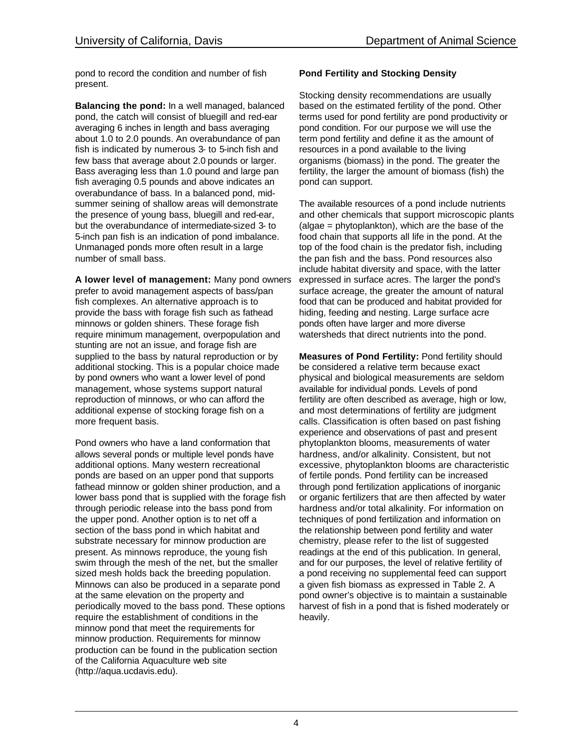pond to record the condition and number of fish present.

**Balancing the pond:** In a well managed, balanced pond, the catch will consist of bluegill and red-ear averaging 6 inches in length and bass averaging about 1.0 to 2.0 pounds. An overabundance of pan fish is indicated by numerous 3- to 5-inch fish and few bass that average about 2.0 pounds or larger. Bass averaging less than 1.0 pound and large pan fish averaging 0.5 pounds and above indicates an overabundance of bass. In a balanced pond, mid-summer seining of shallow areas will demonstrate the presence of young bass, bluegill and red-ear, but the overabundance of intermediate-sized 3- to 5-inch pan fish is an indication of pond imbalance. Unmanaged ponds more often result in a large number of small bass.

**A lower level of management:** Many pond owners prefer to avoid management aspects of bass/pan fish complexes. An alternative approach is to provide the bass with forage fish such as fathead minnows or golden shiners. These forage fish require minimum management, overpopulation and stunting are not an issue, and forage fish are supplied to the bass by natural reproduction or by additional stocking. This is a popular choice made by pond owners who want a lower level of pond management, whose systems support natural reproduction of minnows, or who can afford the additional expense of stocking forage fish on a more frequent basis.

Pond owners who have a land conformation that allows several ponds or multiple level ponds have additional options. Many western recreational ponds are based on an upper pond that supports fathead minnow or golden shiner production, and a lower bass pond that is supplied with the forage fish through periodic release into the bass pond from the upper pond. Another option is to net off a section of the bass pond in which habitat and substrate necessary for minnow production are present. As minnows reproduce, the young fish swim through the mesh of the net, but the smaller sized mesh holds back the breeding population. Minnows can also be produced in a separate pond at the same elevation on the property and periodically moved to the bass pond. These options require the establishment of conditions in the minnow pond that meet the requirements for minnow production. Requirements for minnow production can be found in the publication section of the California Aquaculture web site (http://aqua.ucdavis.edu).

**Pond Fertility and Stocking Density**

Stocking density recommendations are usually based on the estimated fertility of the pond. Other terms used for pond fertility are pond productivity or pond condition. For our purpose we will use the term pond fertility and define it as the amount of resources in a pond available to the living organisms (biomass) in the pond. The greater the fertility, the larger the amount of biomass (fish) the pond can support.

The available resources of a pond include nutrients and other chemicals that support microscopic plants (algae = phytoplankton), which are the base of the food chain that supports all life in the pond. At the top of the food chain is the predator fish, including the pan fish and the bass. Pond resources also include habitat diversity and space, with the latter expressed in surface acres. The larger the pond's surface acreage, the greater the amount of natural food that can be produced and habitat provided for hiding, feeding and nesting. Large surface acre ponds often have larger and more diverse watersheds that direct nutrients into the pond.

**Measures of Pond Fertility:** Pond fertility should be considered a relative term because exact physical and biological measurements are seldom available for individual ponds. Levels of pond fertility are often described as average, high or low, and most determinations of fertility are judgment calls. Classification is often based on past fishing experience and observations of past and present phytoplankton blooms, measurements of water hardness, and/or alkalinity. Consistent, but not excessive, phytoplankton blooms are characteristic of fertile ponds. Pond fertility can be increased through pond fertilization applications of inorganic or organic fertilizers that are then affected by water hardness and/or total alkalinity. For information on techniques of pond fertilization and information on the relationship between pond fertility and water chemistry, please refer to the list of suggested readings at the end of this publication. In general, and for our purposes, the level of relative fertility of a pond receiving no supplemental feed can support a given fish biomass as expressed in Table 2. A pond owner's objective is to maintain a sustainable harvest of fish in a pond that is fished moderately or heavily.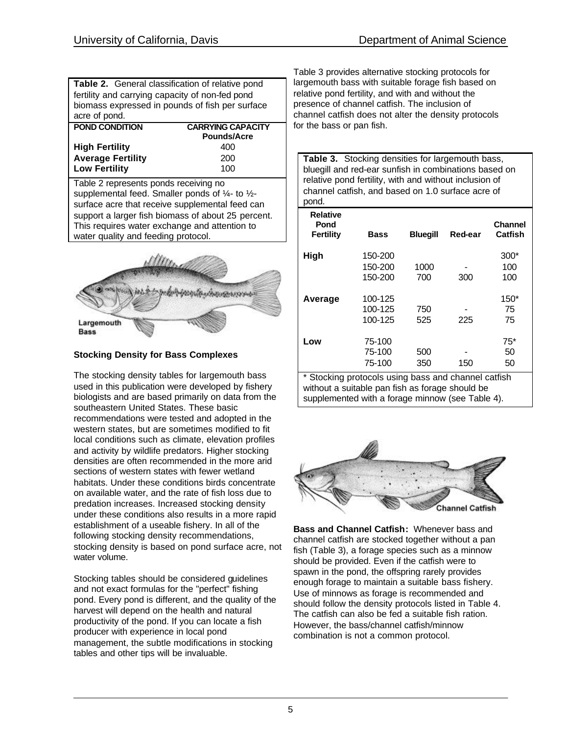**Table 2.** General classification of relative pond fertility and carrying capacity of non-fed pond biomass expressed in pounds of fish per surface acre of pond.

| POND CONDITION | CARRYING CAPACITY Pounds/Acre |
|---|---|
| **High Fertility** | 400 |
| **Average Fertility** | 200 |
| **Low Fertility** | 100 |

Table 2 represents ponds receiving no supplemental feed. Smaller ponds of ¼- to ½-surface acre that receive supplemental feed can support a larger fish biomass of about 25 percent. This requires water exchange and attention to water quality and feeding protocol.

Largemouth Bass

### Stocking Density for Bass Complexes

The stocking density tables for largemouth bass used in this publication were developed by fishery biologists and are based primarily on data from the southeastern United States. These basic recommendations were tested and adopted in the western states, but are sometimes modified to fit local conditions such as climate, elevation profiles and activity by wildlife predators. Higher stocking densities are often recommended in the more arid sections of western states with fewer wetland habitats. Under these conditions birds concentrate on available water, and the rate of fish loss due to predation increases. Increased stocking density under these conditions also results in a more rapid establishment of a useable fishery. In all of the following stocking density recommendations, stocking density is based on pond surface acre, not water volume.

Stocking tables should be considered guidelines and not exact formulas for the "perfect" fishing pond. Every pond is different, and the quality of the harvest will depend on the health and natural productivity of the pond. If you can locate a fish producer with experience in local pond management, the subtle modifications in stocking tables and other tips will be invaluable.

Table 3 provides alternative stocking protocols for largemouth bass with suitable forage fish based on relative pond fertility, and with and without the presence of channel catfish. The inclusion of channel catfish does not alter the density protocols for the bass or pan fish.

**Table 3.** Stocking densities for largemouth bass, bluegill and red-ear sunfish in combinations based on relative pond fertility, with and without inclusion of channel catfish, and based on 1.0 surface acre of pond.

| Relative Pond Fertility | Bass | Bluegill | Red-ear | Channel Catfish |
|---|---|---|---|---|
| **High** | 150-200 | | | 300* |
| | 150-200 | 1000 | - | 100 |
| | 150-200 | 700 | 300 | 100 |
| **Average** | 100-125 | | | 150* |
| | 100-125 | 750 | - | 75 |
| | 100-125 | 525 | 225 | 75 |
| **Low** | 75-100 | | | 75* |
| | 75-100 | 500 | - | 50 |
| | 75-100 | 350 | 150 | 50 |

\* Stocking protocols using bass and channel catfish without a suitable pan fish as forage should be supplemented with a forage minnow (see Table 4).

Channel Catfish

**Bass and Channel Catfish:** Whenever bass and channel catfish are stocked together without a pan fish (Table 3), a forage species such as a minnow should be provided. Even if the catfish were to spawn in the pond, the offspring rarely provides enough forage to maintain a suitable bass fishery. Use of minnows as forage is recommended and should follow the density protocols listed in Table 4. The catfish can also be fed a suitable fish ration. However, the bass/channel catfish/minnow combination is not a common protocol.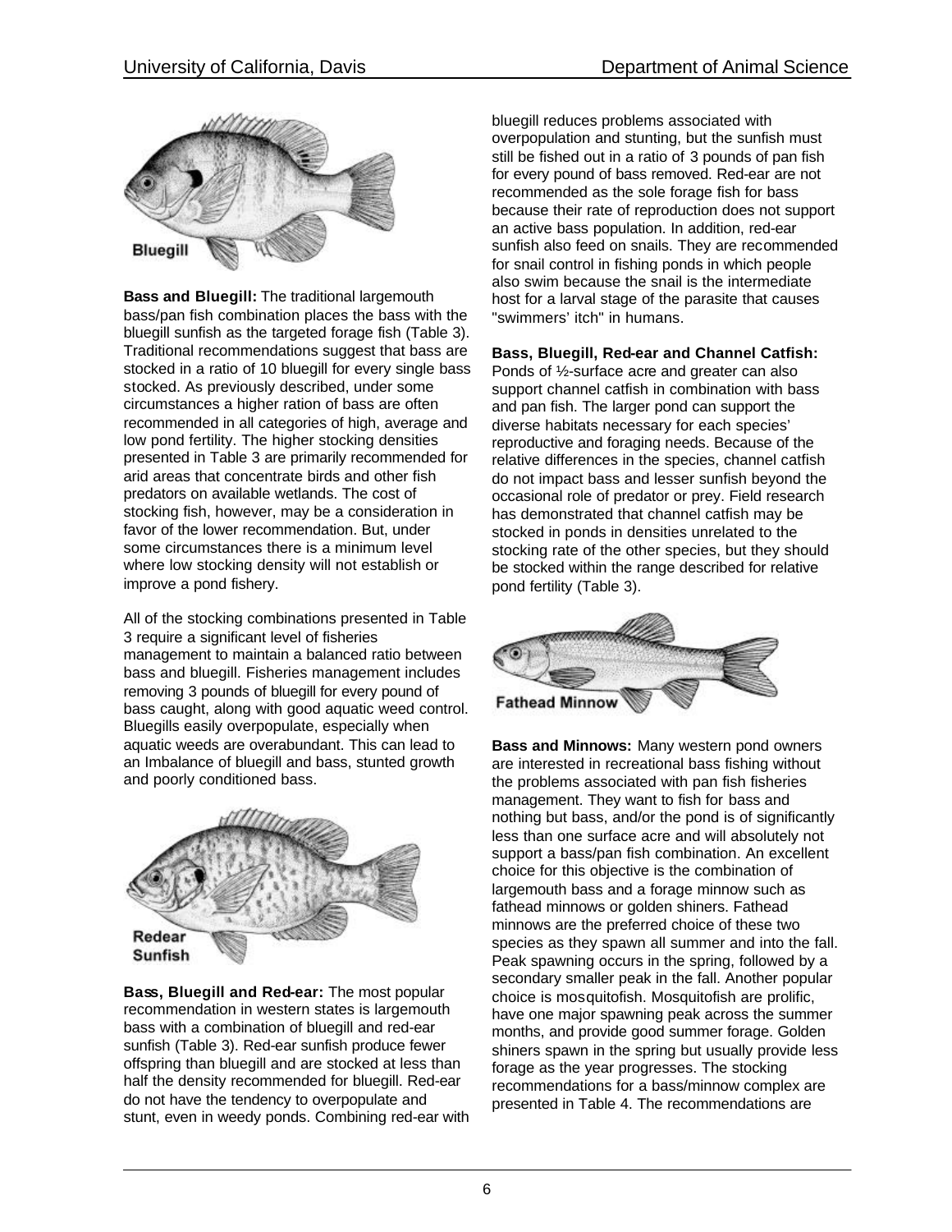Bluegill

**Bass and Bluegill:** The traditional largemouth bass/pan fish combination places the bass with the bluegill sunfish as the targeted forage fish (Table 3). Traditional recommendations suggest that bass are stocked in a ratio of 10 bluegill for every single bass stocked. As previously described, under some circumstances a higher ration of bass are often recommended in all categories of high, average and low pond fertility. The higher stocking densities presented in Table 3 are primarily recommended for arid areas that concentrate birds and other fish predators on available wetlands. The cost of stocking fish, however, may be a consideration in favor of the lower recommendation. But, under some circumstances there is a minimum level where low stocking density will not establish or improve a pond fishery.

All of the stocking combinations presented in Table 3 require a significant level of fisheries management to maintain a balanced ratio between bass and bluegill. Fisheries management includes removing 3 pounds of bluegill for every pound of bass caught, along with good aquatic weed control. Bluegills easily overpopulate, especially when aquatic weeds are overabundant. This can lead to an Imbalance of bluegill and bass, stunted growth and poorly conditioned bass.

Redear Sunfish

**Bass, Bluegill and Red-ear:** The most popular recommendation in western states is largemouth bass with a combination of bluegill and red-ear sunfish (Table 3). Red-ear sunfish produce fewer offspring than bluegill and are stocked at less than half the density recommended for bluegill. Red-ear do not have the tendency to overpopulate and stunt, even in weedy ponds. Combining red-ear with bluegill reduces problems associated with overpopulation and stunting, but the sunfish must still be fished out in a ratio of 3 pounds of pan fish for every pound of bass removed. Red-ear are not recommended as the sole forage fish for bass because their rate of reproduction does not support an active bass population. In addition, red-ear sunfish also feed on snails. They are recommended for snail control in fishing ponds in which people also swim because the snail is the intermediate host for a larval stage of the parasite that causes "swimmers' itch" in humans.

**Bass, Bluegill, Red-ear and Channel Catfish:** Ponds of ½-surface acre and greater can also support channel catfish in combination with bass and pan fish. The larger pond can support the diverse habitats necessary for each species' reproductive and foraging needs. Because of the relative differences in the species, channel catfish do not impact bass and lesser sunfish beyond the occasional role of predator or prey. Field research has demonstrated that channel catfish may be stocked in ponds in densities unrelated to the stocking rate of the other species, but they should be stocked within the range described for relative pond fertility (Table 3).

Fathead Minnow

**Bass and Minnows:** Many western pond owners are interested in recreational bass fishing without the problems associated with pan fish fisheries management. They want to fish for bass and nothing but bass, and/or the pond is of significantly less than one surface acre and will absolutely not support a bass/pan fish combination. An excellent choice for this objective is the combination of largemouth bass and a forage minnow such as fathead minnows or golden shiners. Fathead minnows are the preferred choice of these two species as they spawn all summer and into the fall. Peak spawning occurs in the spring, followed by a secondary smaller peak in the fall. Another popular choice is mosquitofish. Mosquitofish are prolific, have one major spawning peak across the summer months, and provide good summer forage. Golden shiners spawn in the spring but usually provide less forage as the year progresses. The stocking recommendations for a bass/minnow complex are presented in Table 4. The recommendations are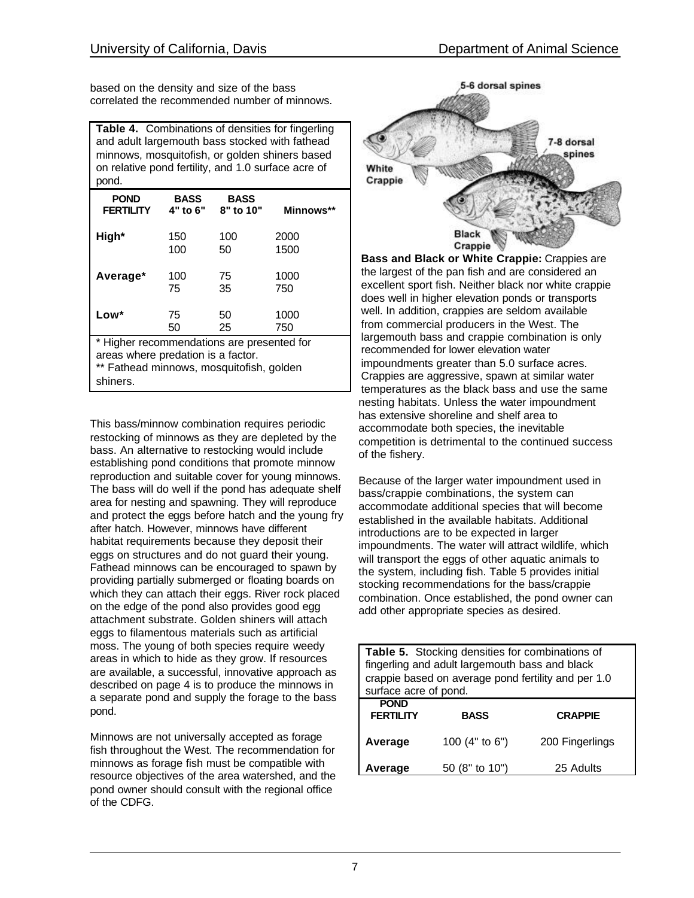based on the density and size of the bass correlated the recommended number of minnows.

**Table 4.** Combinations of densities for fingerling and adult largemouth bass stocked with fathead minnows, mosquitofish, or golden shiners based on relative pond fertility, and 1.0 surface acre of pond.

| POND FERTILITY | BASS 4" to 6" | BASS 8" to 10" | Minnows** |
|---|---|---|---|
| **High*** | 150 | 100 | 2000 |
| | 100 | 50 | 1500 |
| **Average*** | 100 | 75 | 1000 |
| | 75 | 35 | 750 |
| **Low*** | 75 | 50 | 1000 |
| | 50 | 25 | 750 |

\* Higher recommendations are presented for areas where predation is a factor.
** Fathead minnows, mosquitofish, golden shiners.

This bass/minnow combination requires periodic restocking of minnows as they are depleted by the bass. An alternative to restocking would include establishing pond conditions that promote minnow reproduction and suitable cover for young minnows. The bass will do well if the pond has adequate shelf area for nesting and spawning. They will reproduce and protect the eggs before hatch and the young fry after hatch. However, minnows have different habitat requirements because they deposit their eggs on structures and do not guard their young. Fathead minnows can be encouraged to spawn by providing partially submerged or floating boards on which they can attach their eggs. River rock placed on the edge of the pond also provides good egg attachment substrate. Golden shiners will attach eggs to filamentous materials such as artificial moss. The young of both species require weedy areas in which to hide as they grow. If resources are available, a successful, innovative approach as described on page 4 is to produce the minnows in a separate pond and supply the forage to the bass pond.

Minnows are not universally accepted as forage fish throughout the West. The recommendation for minnows as forage fish must be compatible with resource objectives of the area watershed, and the pond owner should consult with the regional office of the CDFG.

**Bass and Black or White Crappie:** Crappies are the largest of the pan fish and are considered an excellent sport fish. Neither black nor white crappie does well in higher elevation ponds or transports well. In addition, crappies are seldom available from commercial producers in the West. The largemouth bass and crappie combination is only recommended for lower elevation water impoundments greater than 5.0 surface acres. Crappies are aggressive, spawn at similar water temperatures as the black bass and use the same nesting habitats. Unless the water impoundment has extensive shoreline and shelf area to accommodate both species, the inevitable competition is detrimental to the continued success of the fishery.

Because of the larger water impoundment used in bass/crappie combinations, the system can accommodate additional species that will become established in the available habitats. Additional introductions are to be expected in larger impoundments. The water will attract wildlife, which will transport the eggs of other aquatic animals to the system, including fish. Table 5 provides initial stocking recommendations for the bass/crappie combination. Once established, the pond owner can add other appropriate species as desired.

**Table 5.** Stocking densities for combinations of fingerling and adult largemouth bass and black crappie based on average pond fertility and per 1.0 surface acre of pond.

| POND FERTILITY | BASS | CRAPPIE |
|---|---|---|
| **Average** | 100 (4" to 6") | 200 Fingerlings |
| **Average** | 50 (8" to 10") | 25 Adults |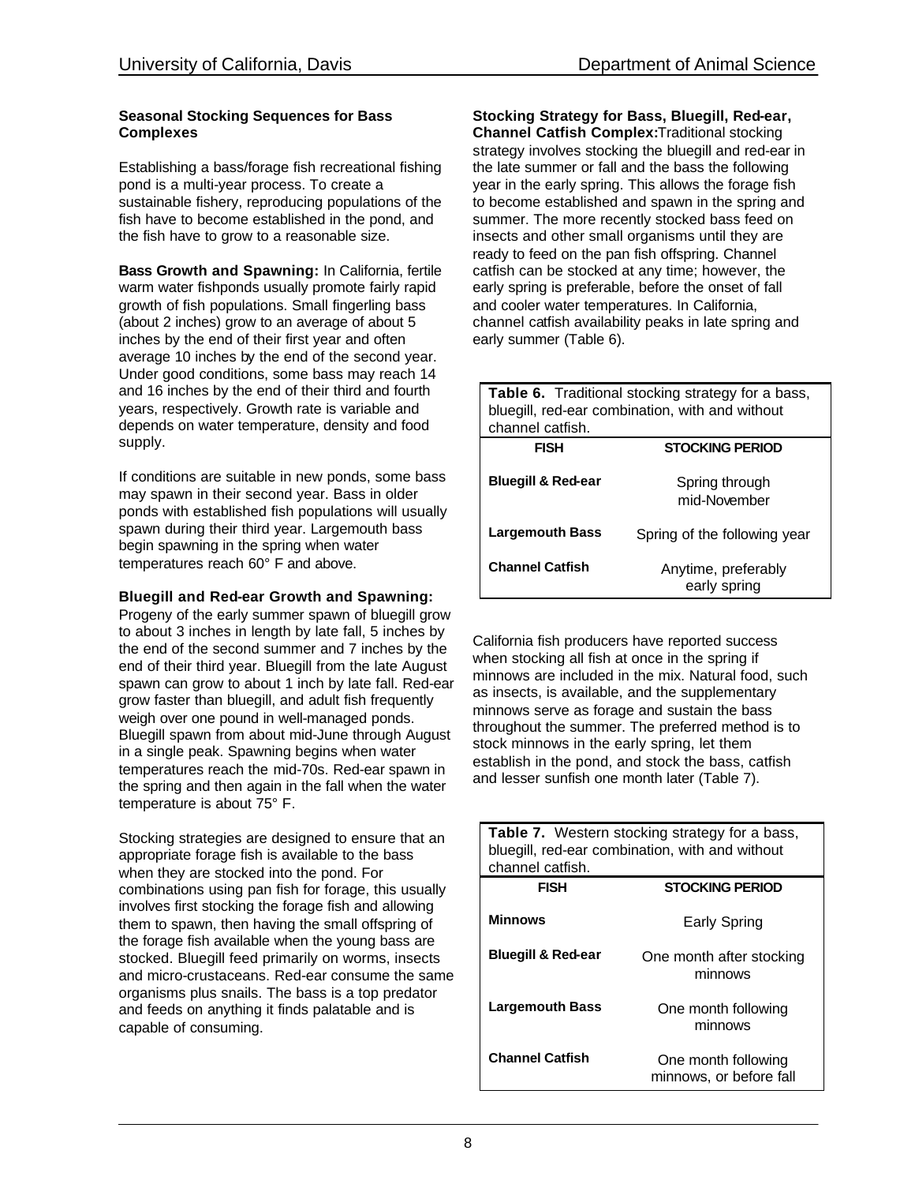### Seasonal Stocking Sequences for Bass Complexes

Establishing a bass/forage fish recreational fishing pond is a multi-year process. To create a sustainable fishery, reproducing populations of the fish have to become established in the pond, and the fish have to grow to a reasonable size.

**Bass Growth and Spawning:** In California, fertile warm water fishponds usually promote fairly rapid growth of fish populations. Small fingerling bass (about 2 inches) grow to an average of about 5 inches by the end of their first year and often average 10 inches by the end of the second year. Under good conditions, some bass may reach 14 and 16 inches by the end of their third and fourth years, respectively. Growth rate is variable and depends on water temperature, density and food supply.

If conditions are suitable in new ponds, some bass may spawn in their second year. Bass in older ponds with established fish populations will usually spawn during their third year. Largemouth bass begin spawning in the spring when water temperatures reach 60° F and above.

**Bluegill and Red-ear Growth and Spawning:** Progeny of the early summer spawn of bluegill grow to about 3 inches in length by late fall, 5 inches by the end of the second summer and 7 inches by the end of their third year. Bluegill from the late August spawn can grow to about 1 inch by late fall. Red-ear grow faster than bluegill, and adult fish frequently weigh over one pound in well-managed ponds. Bluegill spawn from about mid-June through August in a single peak. Spawning begins when water temperatures reach the mid-70s. Red-ear spawn in the spring and then again in the fall when the water temperature is about 75° F.

Stocking strategies are designed to ensure that an appropriate forage fish is available to the bass when they are stocked into the pond. For combinations using pan fish for forage, this usually involves first stocking the forage fish and allowing them to spawn, then having the small offspring of the forage fish available when the young bass are stocked. Bluegill feed primarily on worms, insects and micro-crustaceans. Red-ear consume the same organisms plus snails. The bass is a top predator and feeds on anything it finds palatable and is capable of consuming.

**Stocking Strategy for Bass, Bluegill, Red-ear, Channel Catfish Complex:** Traditional stocking strategy involves stocking the bluegill and red-ear in the late summer or fall and the bass the following year in the early spring. This allows the forage fish to become established and spawn in the spring and summer. The more recently stocked bass feed on insects and other small organisms until they are ready to feed on the pan fish offspring. Channel catfish can be stocked at any time; however, the early spring is preferable, before the onset of fall and cooler water temperatures. In California, channel catfish availability peaks in late spring and early summer (Table 6).

**Table 6.** Traditional stocking strategy for a bass, bluegill, red-ear combination, with and without channel catfish.

| FISH | STOCKING PERIOD |
|---|---|
| **Bluegill & Red-ear** | Spring through mid-November |
| **Largemouth Bass** | Spring of the following year |
| **Channel Catfish** | Anytime, preferably early spring |

California fish producers have reported success when stocking all fish at once in the spring if minnows are included in the mix. Natural food, such as insects, is available, and the supplementary minnows serve as forage and sustain the bass throughout the summer. The preferred method is to stock minnows in the early spring, let them establish in the pond, and stock the bass, catfish and lesser sunfish one month later (Table 7).

**Table 7.** Western stocking strategy for a bass, bluegill, red-ear combination, with and without channel catfish.

| FISH | STOCKING PERIOD |
|---|---|
| **Minnows** | Early Spring |
| **Bluegill & Red-ear** | One month after stocking minnows |
| **Largemouth Bass** | One month following minnows |
| **Channel Catfish** | One month following minnows, or before fall |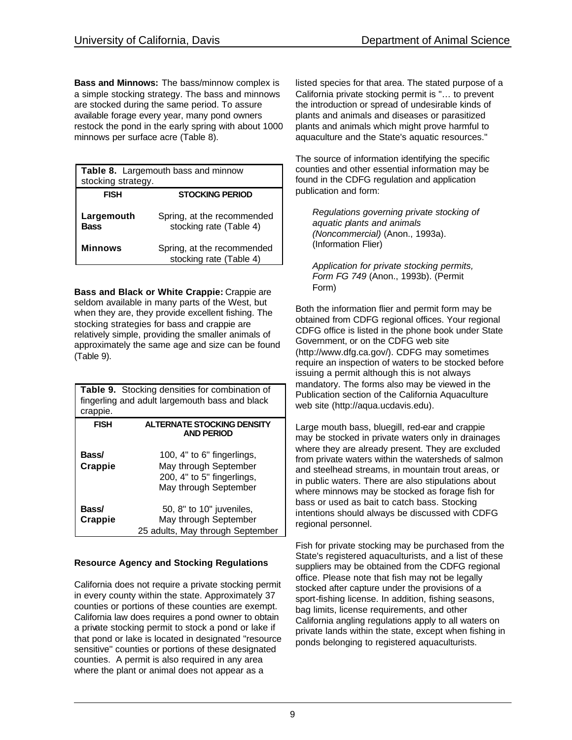**Bass and Minnows:** The bass/minnow complex is a simple stocking strategy. The bass and minnows are stocked during the same period. To assure available forage every year, many pond owners restock the pond in the early spring with about 1000 minnows per surface acre (Table 8).

**Table 8.** Largemouth bass and minnow stocking strategy.

| FISH | STOCKING PERIOD |
|---|---|
| **Largemouth Bass** | Spring, at the recommended stocking rate (Table 4) |
| **Minnows** | Spring, at the recommended stocking rate (Table 4) |

**Bass and Black or White Crappie:** Crappie are seldom available in many parts of the West, but when they are, they provide excellent fishing. The stocking strategies for bass and crappie are relatively simple, providing the smaller animals of approximately the same age and size can be found (Table 9).

**Table 9.** Stocking densities for combination of fingerling and adult largemouth bass and black crappie.

| FISH | ALTERNATE STOCKING DENSITY AND PERIOD |
|---|---|
| **Bass/ Crappie** | 100, 4" to 6" fingerlings, May through September<br>200, 4" to 5" fingerlings, May through September |
| **Bass/ Crappie** | 50, 8" to 10" juveniles, May through September<br>25 adults, May through September |

### Resource Agency and Stocking Regulations

California does not require a private stocking permit in every county within the state. Approximately 37 counties or portions of these counties are exempt. California law does requires a pond owner to obtain a private stocking permit to stock a pond or lake if that pond or lake is located in designated "resource sensitive" counties or portions of these designated counties. A permit is also required in any area where the plant or animal does not appear as a listed species for that area. The stated purpose of a California private stocking permit is "… to prevent the introduction or spread of undesirable kinds of plants and animals and diseases or parasitized plants and animals which might prove harmful to aquaculture and the State's aquatic resources."

The source of information identifying the specific counties and other essential information may be found in the CDFG regulation and application publication and form:

> *Regulations governing private stocking of aquatic plants and animals (Noncommercial)* (Anon., 1993a). (Information Flier)
>
> *Application for private stocking permits, Form FG 749* (Anon., 1993b). (Permit Form)

Both the information flier and permit form may be obtained from CDFG regional offices. Your regional CDFG office is listed in the phone book under State Government, or on the CDFG web site (http://www.dfg.ca.gov/). CDFG may sometimes require an inspection of waters to be stocked before issuing a permit although this is not always mandatory. The forms also may be viewed in the Publication section of the California Aquaculture web site (http://aqua.ucdavis.edu).

Large mouth bass, bluegill, red-ear and crappie may be stocked in private waters only in drainages where they are already present. They are excluded from private waters within the watersheds of salmon and steelhead streams, in mountain trout areas, or in public waters. There are also stipulations about where minnows may be stocked as forage fish for bass or used as bait to catch bass. Stocking intentions should always be discussed with CDFG regional personnel.

Fish for private stocking may be purchased from the State's registered aquaculturists, and a list of these suppliers may be obtained from the CDFG regional office. Please note that fish may not be legally stocked after capture under the provisions of a sport-fishing license. In addition, fishing seasons, bag limits, license requirements, and other California angling regulations apply to all waters on private lands within the state, except when fishing in ponds belonging to registered aquaculturists.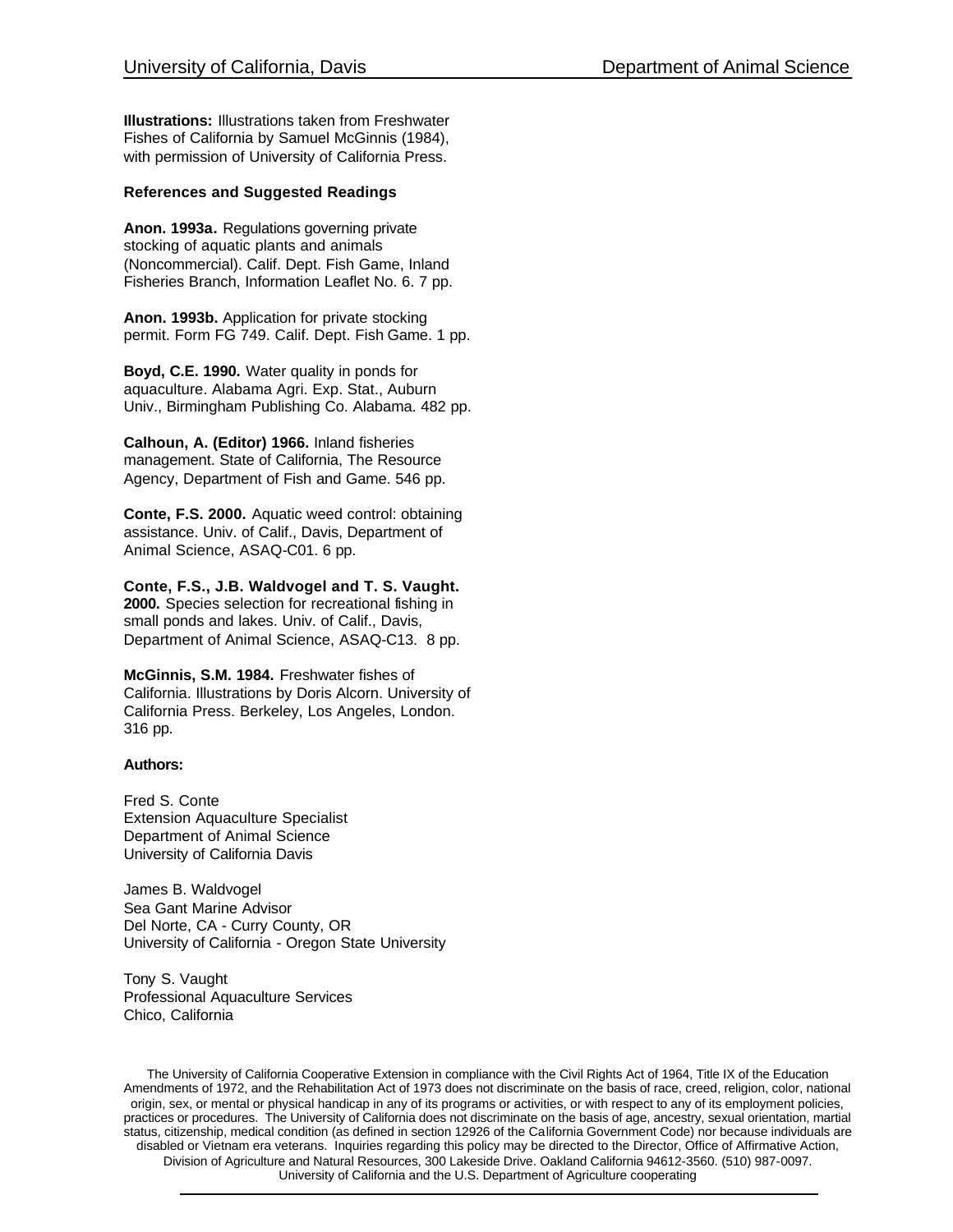**Illustrations:** Illustrations taken from Freshwater Fishes of California by Samuel McGinnis (1984), with permission of University of California Press.

**References and Suggested Readings**

**Anon. 1993a.** Regulations governing private stocking of aquatic plants and animals (Noncommercial). Calif. Dept. Fish Game, Inland Fisheries Branch, Information Leaflet No. 6. 7 pp.

**Anon. 1993b.** Application for private stocking permit. Form FG 749. Calif. Dept. Fish Game. 1 pp.

**Boyd, C.E. 1990.** Water quality in ponds for aquaculture. Alabama Agri. Exp. Stat., Auburn Univ., Birmingham Publishing Co. Alabama. 482 pp.

**Calhoun, A. (Editor) 1966.** Inland fisheries management. State of California, The Resource Agency, Department of Fish and Game. 546 pp.

**Conte, F.S. 2000.** Aquatic weed control: obtaining assistance. Univ. of Calif., Davis, Department of Animal Science, ASAQ-C01. 6 pp.

**Conte, F.S., J.B. Waldvogel and T. S. Vaught. 2000.** Species selection for recreational fishing in small ponds and lakes. Univ. of Calif., Davis, Department of Animal Science, ASAQ-C13. 8 pp.

**McGinnis, S.M. 1984.** Freshwater fishes of California. Illustrations by Doris Alcorn. University of California Press. Berkeley, Los Angeles, London. 316 pp.

**Authors:**

Fred S. Conte
Extension Aquaculture Specialist
Department of Animal Science
University of California Davis

James B. Waldvogel
Sea Gant Marine Advisor
Del Norte, CA - Curry County, OR
University of California - Oregon State University

Tony S. Vaught
Professional Aquaculture Services
Chico, California

The University of California Cooperative Extension in compliance with the Civil Rights Act of 1964, Title IX of the Education Amendments of 1972, and the Rehabilitation Act of 1973 does not discriminate on the basis of race, creed, religion, color, national origin, sex, or mental or physical handicap in any of its programs or activities, or with respect to any of its employment policies, practices or procedures. The University of California does not discriminate on the basis of age, ancestry, sexual orientation, martial status, citizenship, medical condition (as defined in section 12926 of the California Government Code) nor because individuals are disabled or Vietnam era veterans. Inquiries regarding this policy may be directed to the Director, Office of Affirmative Action, Division of Agriculture and Natural Resources, 300 Lakeside Drive. Oakland California 94612-3560. (510) 987-0097.
University of California and the U.S. Department of Agriculture cooperating